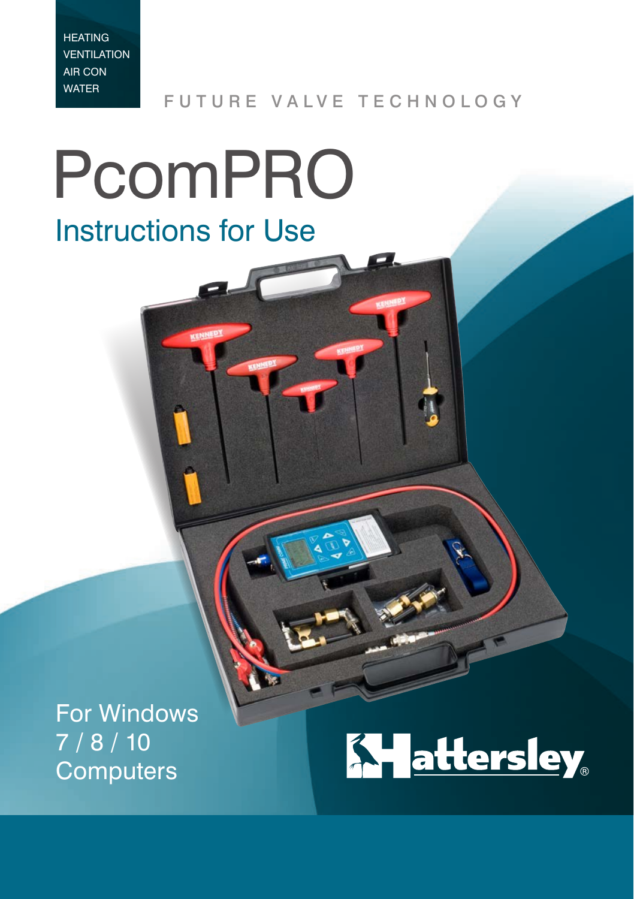HEATING
VENTILATION
AIR CON
WATER

FUTURE VALVE TECHNOLOGY

# PcomPRO

## Instructions for Use

For Windows
7 / 8 / 10
Computers

Hattersley®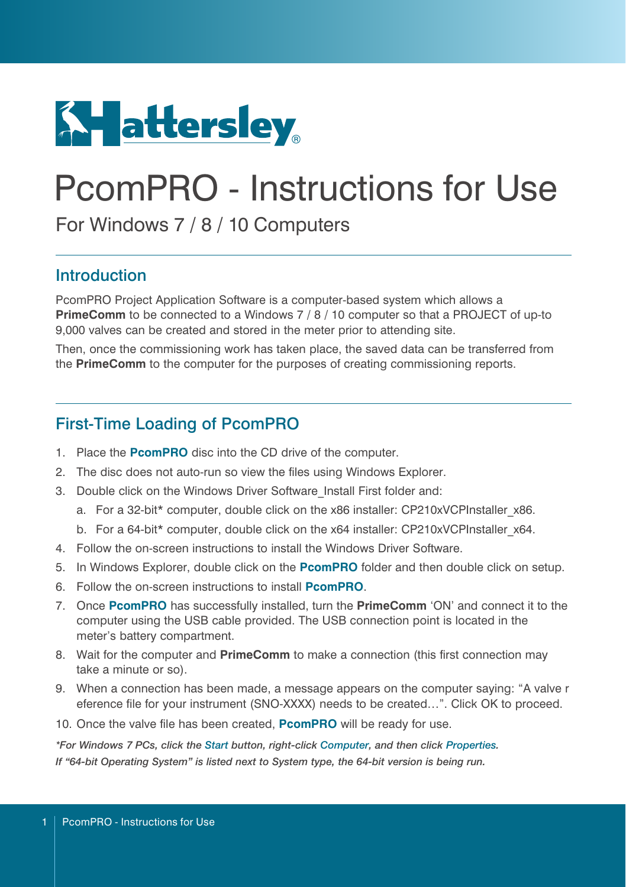# Hattersley

# PcomPRO - Instructions for Use

For Windows 7 / 8 / 10 Computers

## Introduction

PcomPRO Project Application Software is a computer-based system which allows a **PrimeComm** to be connected to a Windows 7 / 8 / 10 computer so that a PROJECT of up-to 9,000 valves can be created and stored in the meter prior to attending site.

Then, once the commissioning work has taken place, the saved data can be transferred from the **PrimeComm** to the computer for the purposes of creating commissioning reports.

## First-Time Loading of PcomPRO

1. Place the **PcomPRO** disc into the CD drive of the computer.
2. The disc does not auto-run so view the files using Windows Explorer.
3. Double click on the Windows Driver Software_Install First folder and:
   a. For a 32-bit* computer, double click on the x86 installer: CP210xVCPInstaller_x86.
   b. For a 64-bit* computer, double click on the x64 installer: CP210xVCPInstaller_x64.
4. Follow the on-screen instructions to install the Windows Driver Software.
5. In Windows Explorer, double click on the **PcomPRO** folder and then double click on setup.
6. Follow the on-screen instructions to install **PcomPRO**.
7. Once **PcomPRO** has successfully installed, turn the **PrimeComm** 'ON' and connect it to the computer using the USB cable provided. The USB connection point is located in the meter's battery compartment.
8. Wait for the computer and **PrimeComm** to make a connection (this first connection may take a minute or so).
9. When a connection has been made, a message appears on the computer saying: "A valve r eference file for your instrument (SNO-XXXX) needs to be created…". Click OK to proceed.
10. Once the valve file has been created, **PcomPRO** will be ready for use.

***For Windows 7 PCs, click the Start button, right-click Computer, and then click Properties.***
***If "64-bit Operating System" is listed next to System type, the 64-bit version is being run.***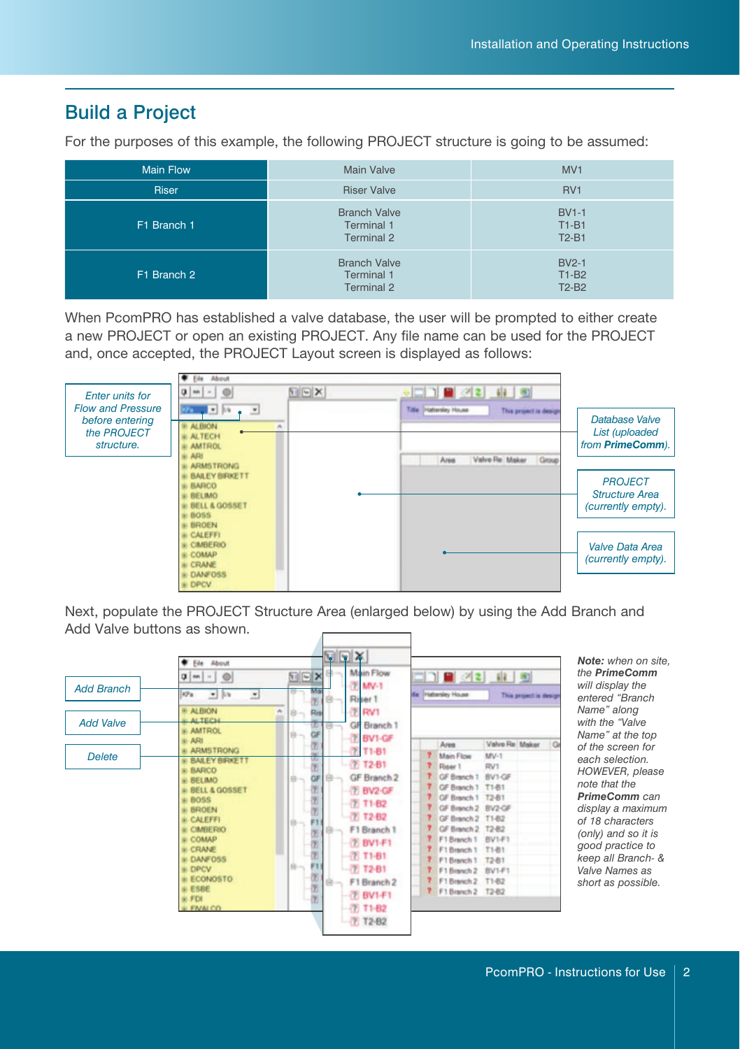## Build a Project

For the purposes of this example, the following PROJECT structure is going to be assumed:

| Main Flow | Main Valve | MV1 |
|---|---|---|
| Riser | Riser Valve | RV1 |
| F1 Branch 1 | Branch Valve<br>Terminal 1<br>Terminal 2 | BV1-1<br>T1-B1<br>T2-B1 |
| F1 Branch 2 | Branch Valve<br>Terminal 1<br>Terminal 2 | BV2-1<br>T1-B2<br>T2-B2 |

When PcomPRO has established a valve database, the user will be prompted to either create a new PROJECT or open an existing PROJECT. Any file name can be used for the PROJECT and, once accepted, the PROJECT Layout screen is displayed as follows:

*Enter units for Flow and Pressure before entering the PROJECT structure.*

*Database Valve List (uploaded from **PrimeComm**).*

*PROJECT Structure Area (currently empty).*

*Valve Data Area (currently empty).*

Next, populate the PROJECT Structure Area (enlarged below) by using the Add Branch and Add Valve buttons as shown.

*Add Branch*

*Add Valve*

*Delete*

***Note:** when on site, the **PrimeComm** will display the entered "Branch Name" along with the "Valve Name" at the top of the screen for each selection. HOWEVER, please note that the **PrimeComm** can display a maximum of 18 characters (only) and so it is good practice to keep all Branch- & Valve Names as short as possible.*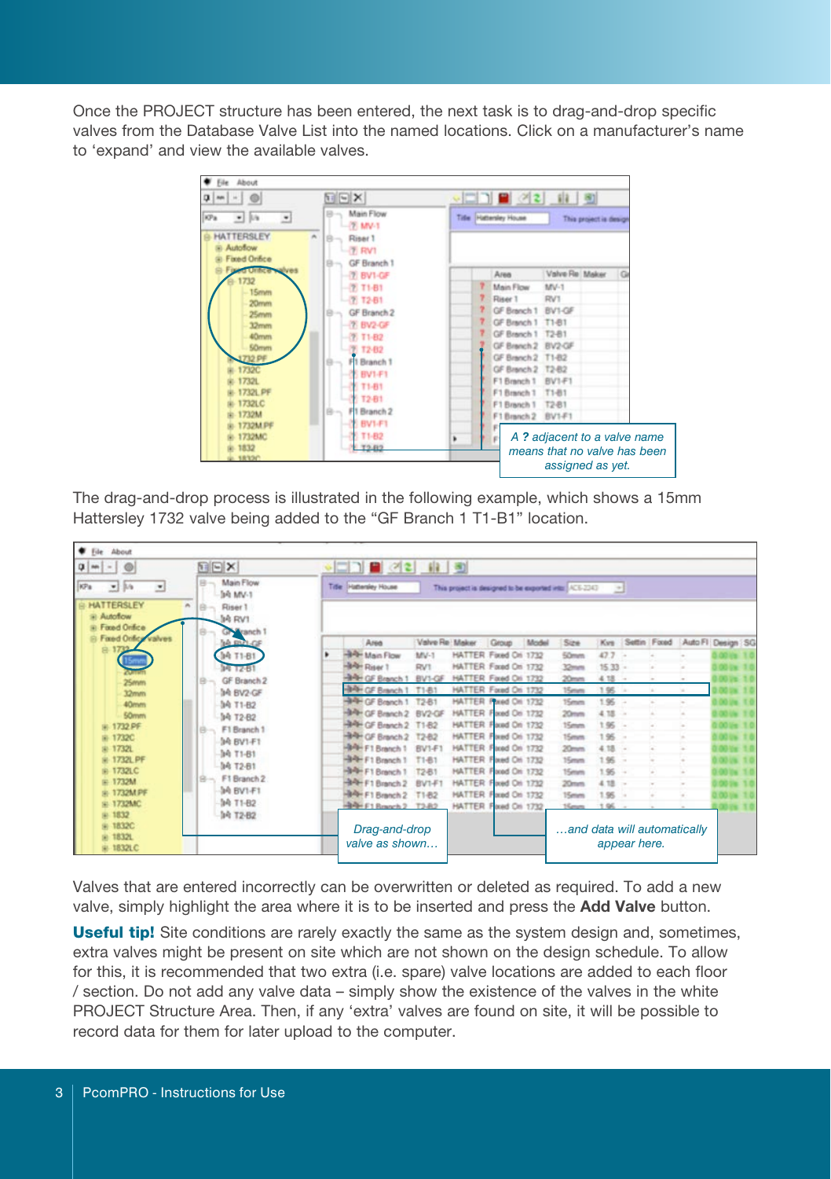Once the PROJECT structure has been entered, the next task is to drag-and-drop specific valves from the Database Valve List into the named locations. Click on a manufacturer's name to 'expand' and view the available valves.

*A ? adjacent to a valve name means that no valve has been assigned as yet.*

The drag-and-drop process is illustrated in the following example, which shows a 15mm Hattersley 1732 valve being added to the "GF Branch 1 T1-B1" location.

*Drag-and-drop valve as shown…*

*…and data will automatically appear here.*

Valves that are entered incorrectly can be overwritten or deleted as required. To add a new valve, simply highlight the area where it is to be inserted and press the **Add Valve** button.

**Useful tip!** Site conditions are rarely exactly the same as the system design and, sometimes, extra valves might be present on site which are not shown on the design schedule. To allow for this, it is recommended that two extra (i.e. spare) valve locations are added to each floor / section. Do not add any valve data – simply show the existence of the valves in the white PROJECT Structure Area. Then, if any 'extra' valves are found on site, it will be possible to record data for them for later upload to the computer.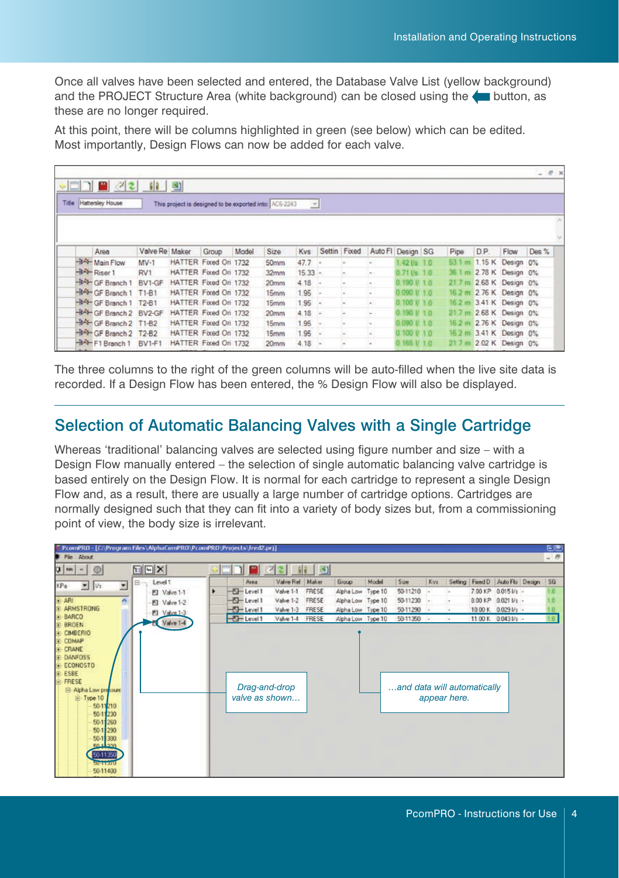Once all valves have been selected and entered, the Database Valve List (yellow background) and the PROJECT Structure Area (white background) can be closed using the ⬅ button, as these are no longer required.

At this point, there will be columns highlighted in green (see below) which can be edited. Most importantly, Design Flows can now be added for each valve.

| Area | Valve Re | Maker | Group | Model | Size | Kvs | Settin | Fixed | Auto Fl | Design | SG | Pipe | D.P. | Flow | Des % |
|---|---|---|---|---|---|---|---|---|---|---|---|---|---|---|---|
| Main Flow | MV-1 | HATTER | Fixed Ori | 1732 | 50mm | 47.7 | - | - | - | 1.42 l/s | 1.0 | 53.1 m | 1.15 K | Design | 0% |
| Riser 1 | RV1 | HATTER | Fixed Ori | 1732 | 32mm | 15.33 | - | - | - | 0.71 l/s | 1.0 | 36.1 m | 2.78 K | Design | 0% |
| GF Branch 1 | BV1-GF | HATTER | Fixed Ori | 1732 | 20mm | 4.18 | - | - | - | 0.190 l/ | 1.0 | 21.7 m | 2.68 K | Design | 0% |
| GF Branch 1 | T1-B1 | HATTER | Fixed Ori | 1732 | 15mm | 1.95 | - | - | - | 0.090 l/ | 1.0 | 16.2 m | 2.76 K | Design | 0% |
| GF Branch 1 | T2-B1 | HATTER | Fixed Ori | 1732 | 15mm | 1.95 | - | - | - | 0.100 l/ | 1.0 | 16.2 m | 3.41 K | Design | 0% |
| GF Branch 2 | BV2-GF | HATTER | Fixed Ori | 1732 | 20mm | 4.18 | - | - | - | 0.190 l/ | 1.0 | 21.7 m | 2.68 K | Design | 0% |
| GF Branch 2 | T1-B2 | HATTER | Fixed Ori | 1732 | 15mm | 1.95 | - | - | - | 0.090 l/ | 1.0 | 16.2 m | 2.76 K | Design | 0% |
| GF Branch 2 | T2-B2 | HATTER | Fixed Ori | 1732 | 15mm | 1.95 | - | - | - | 0.100 l/ | 1.0 | 16.2 m | 3.41 K | Design | 0% |
| F1 Branch 1 | BV1-F1 | HATTER | Fixed Ori | 1732 | 20mm | 4.18 | - | - | - | 0.165 l/ | 1.0 | 21.7 m | 2.02 K | Design | 0% |

The three columns to the right of the green columns will be auto-filled when the live site data is recorded. If a Design Flow has been entered, the % Design Flow will also be displayed.

## Selection of Automatic Balancing Valves with a Single Cartridge

Whereas 'traditional' balancing valves are selected using figure number and size – with a Design Flow manually entered – the selection of single automatic balancing valve cartridge is based entirely on the Design Flow. It is normal for each cartridge to represent a single Design Flow and, as a result, there are usually a large number of cartridge options. Cartridges are normally designed such that they can fit into a variety of body sizes but, from a commissioning point of view, the body size is irrelevant.

| Area | Valve Ref | Maker | Group | Model | Size | Kvs | Setting | Fixed D | Auto Flo | Design | SG |
|---|---|---|---|---|---|---|---|---|---|---|---|
| Level 1 | Valve 1-1 | FRESE | Alpha Low | Type 10 | 50-11210 | - | - | 7.00 KP | 0.015 l/s | - | 1.0 |
| Level 1 | Valve 1-2 | FRESE | Alpha Low | Type 10 | 50-11230 | - | - | 8.00 KP | 0.021 l/s | - | 1.0 |
| Level 1 | Valve 1-3 | FRESE | Alpha Low | Type 10 | 50-11290 | - | - | 10.00 K | 0.029 l/s | - | 1.0 |
| Level 1 | Valve 1-4 | FRESE | Alpha Low | Type 10 | 50-11350 | - | - | 11.00 K | 0.043 l/s | - | 1.0 |

*Drag-and-drop valve as shown…*

*…and data will automatically appear here.*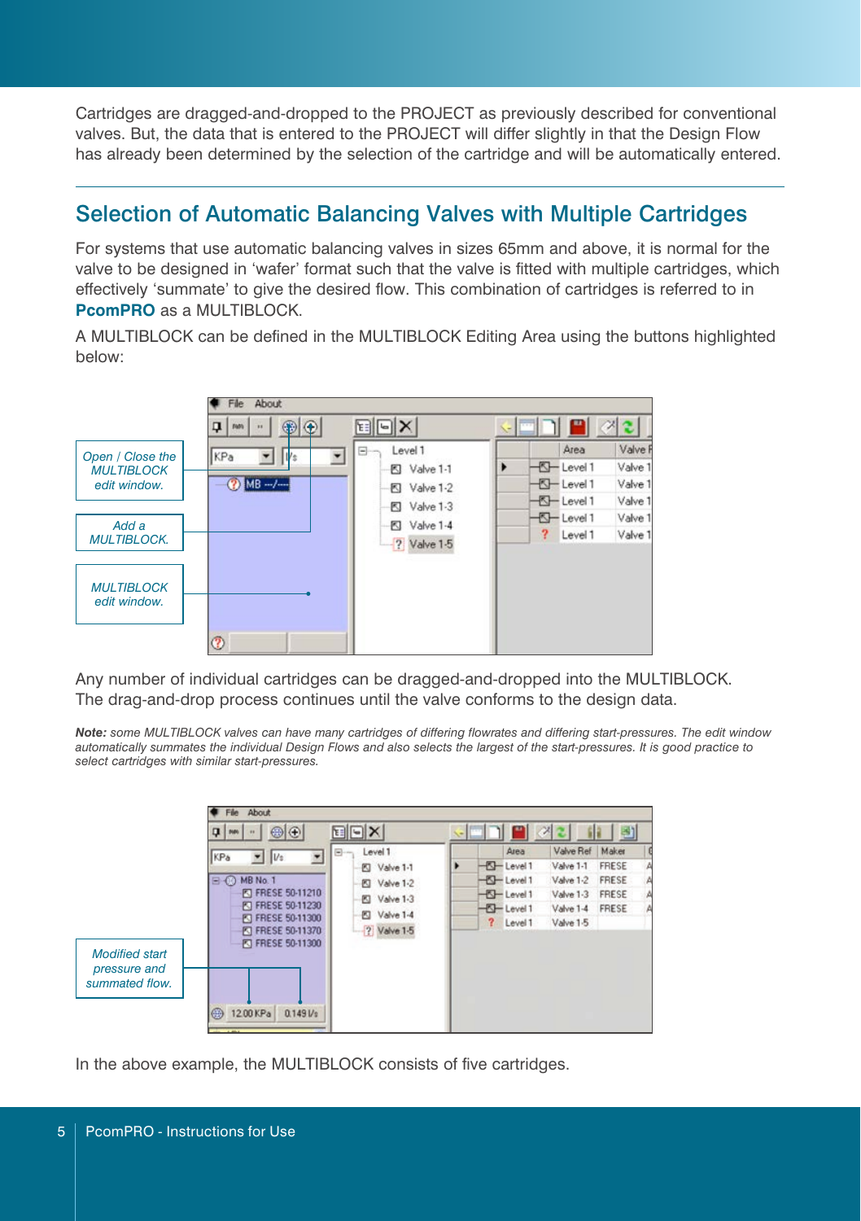Cartridges are dragged-and-dropped to the PROJECT as previously described for conventional valves. But, the data that is entered to the PROJECT will differ slightly in that the Design Flow has already been determined by the selection of the cartridge and will be automatically entered.

## Selection of Automatic Balancing Valves with Multiple Cartridges

For systems that use automatic balancing valves in sizes 65mm and above, it is normal for the valve to be designed in 'wafer' format such that the valve is fitted with multiple cartridges, which effectively 'summate' to give the desired flow. This combination of cartridges is referred to in **PcomPRO** as a MULTIBLOCK.

A MULTIBLOCK can be defined in the MULTIBLOCK Editing Area using the buttons highlighted below:

*Open / Close the MULTIBLOCK edit window.*

*Add a MULTIBLOCK.*

*MULTIBLOCK edit window.*

Any number of individual cartridges can be dragged-and-dropped into the MULTIBLOCK. The drag-and-drop process continues until the valve conforms to the design data.

***Note:** some MULTIBLOCK valves can have many cartridges of differing flowrates and differing start-pressures. The edit window automatically summates the individual Design Flows and also selects the largest of the start-pressures. It is good practice to select cartridges with similar start-pressures.*

*Modified start pressure and summated flow.*

In the above example, the MULTIBLOCK consists of five cartridges.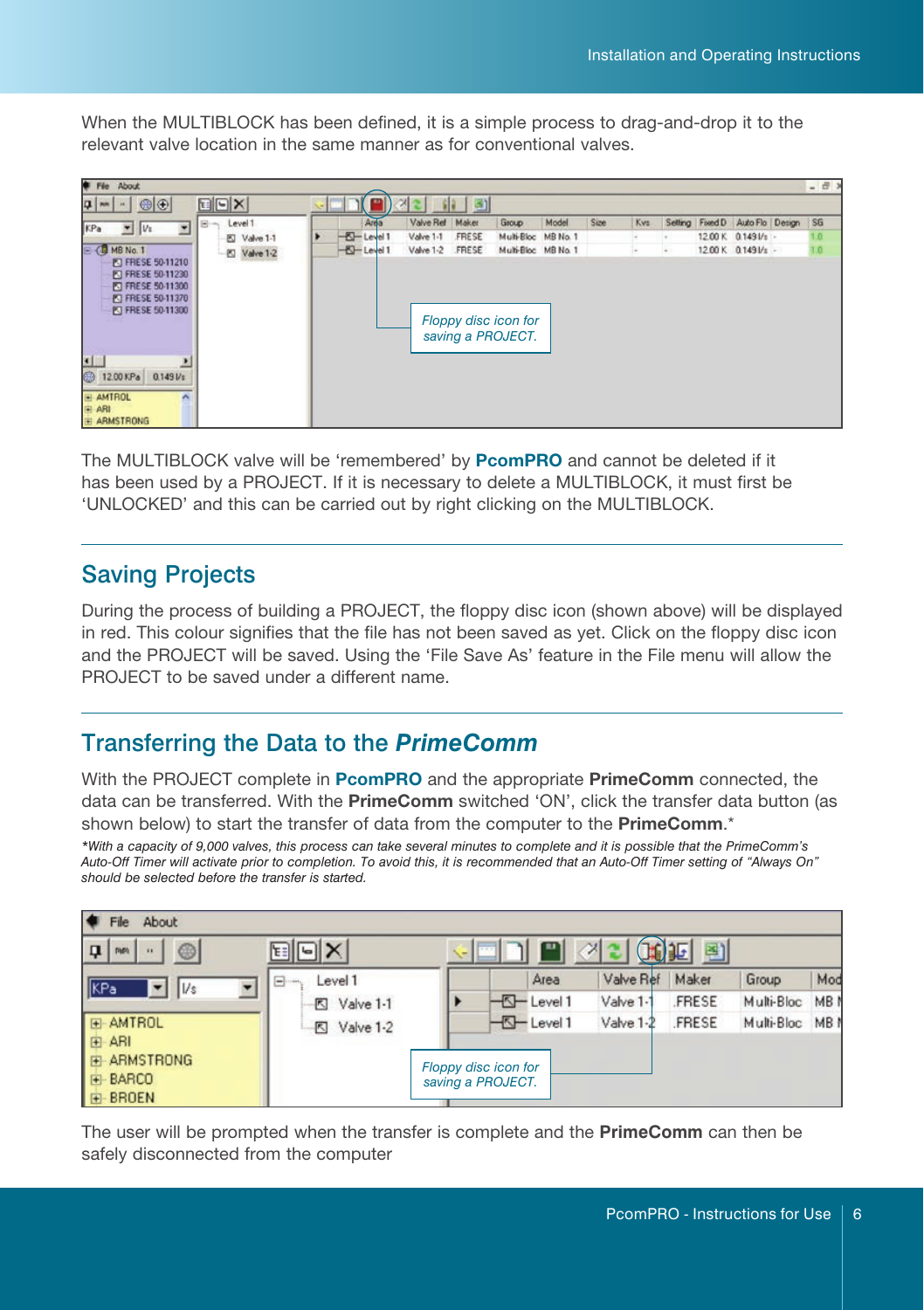When the MULTIBLOCK has been defined, it is a simple process to drag-and-drop it to the relevant valve location in the same manner as for conventional valves.

Floppy disc icon for saving a PROJECT.

The MULTIBLOCK valve will be 'remembered' by **PcomPRO** and cannot be deleted if it has been used by a PROJECT. If it is necessary to delete a MULTIBLOCK, it must first be 'UNLOCKED' and this can be carried out by right clicking on the MULTIBLOCK.

## Saving Projects

During the process of building a PROJECT, the floppy disc icon (shown above) will be displayed in red. This colour signifies that the file has not been saved as yet. Click on the floppy disc icon and the PROJECT will be saved. Using the 'File Save As' feature in the File menu will allow the PROJECT to be saved under a different name.

## Transferring the Data to the *PrimeComm*

With the PROJECT complete in **PcomPRO** and the appropriate **PrimeComm** connected, the data can be transferred. With the **PrimeComm** switched 'ON', click the transfer data button (as shown below) to start the transfer of data from the computer to the **PrimeComm**.*

*\*With a capacity of 9,000 valves, this process can take several minutes to complete and it is possible that the PrimeComm's Auto-Off Timer will activate prior to completion. To avoid this, it is recommended that an Auto-Off Timer setting of "Always On" should be selected before the transfer is started.*

Floppy disc icon for saving a PROJECT.

The user will be prompted when the transfer is complete and the **PrimeComm** can then be safely disconnected from the computer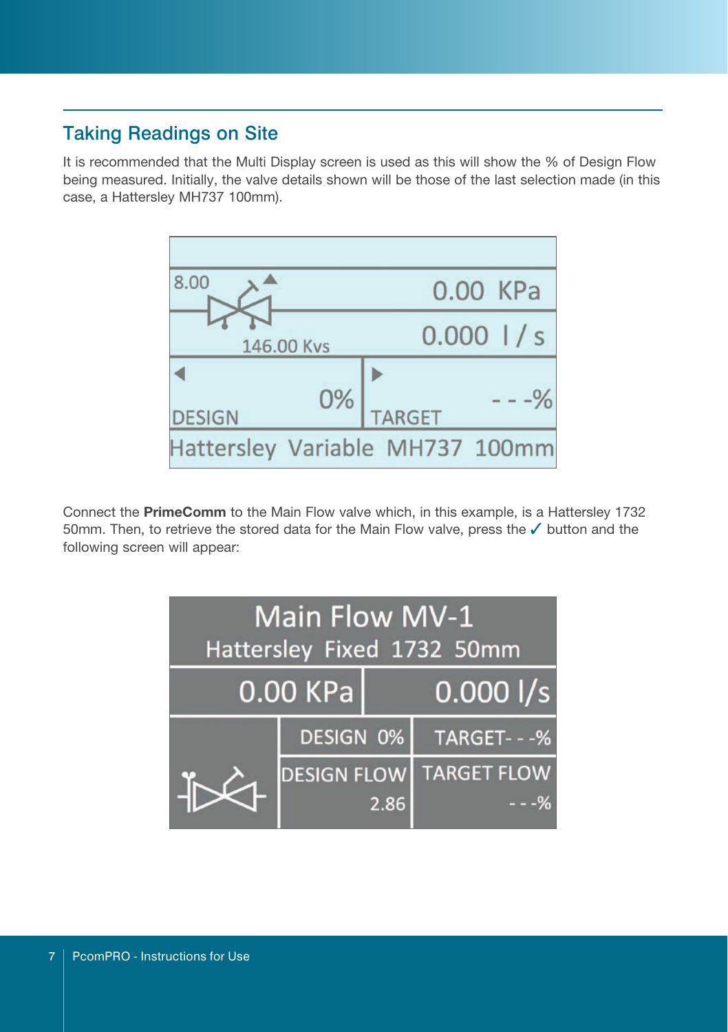## Taking Readings on Site

It is recommended that the Multi Display screen is used as this will show the % of Design Flow being measured. Initially, the valve details shown will be those of the last selection made (in this case, a Hattersley MH737 100mm).

| 8.00 | 0.00 KPa |
| --- | --- |
| 146.00 Kvs | 0.000 l / s |
| DESIGN 0% | TARGET - - -% |
| Hattersley Variable MH737 100mm | |

Connect the **PrimeComm** to the Main Flow valve which, in this example, is a Hattersley 1732 50mm. Then, to retrieve the stored data for the Main Flow valve, press the ✓ button and the following screen will appear:

| Main Flow MV-1<br>Hattersley Fixed 1732 50mm | | |
| --- | --- | --- |
| 0.00 KPa | | 0.000 l/s |
| | DESIGN 0% | TARGET- - -% |
| | DESIGN FLOW 2.86 | TARGET FLOW - - -% |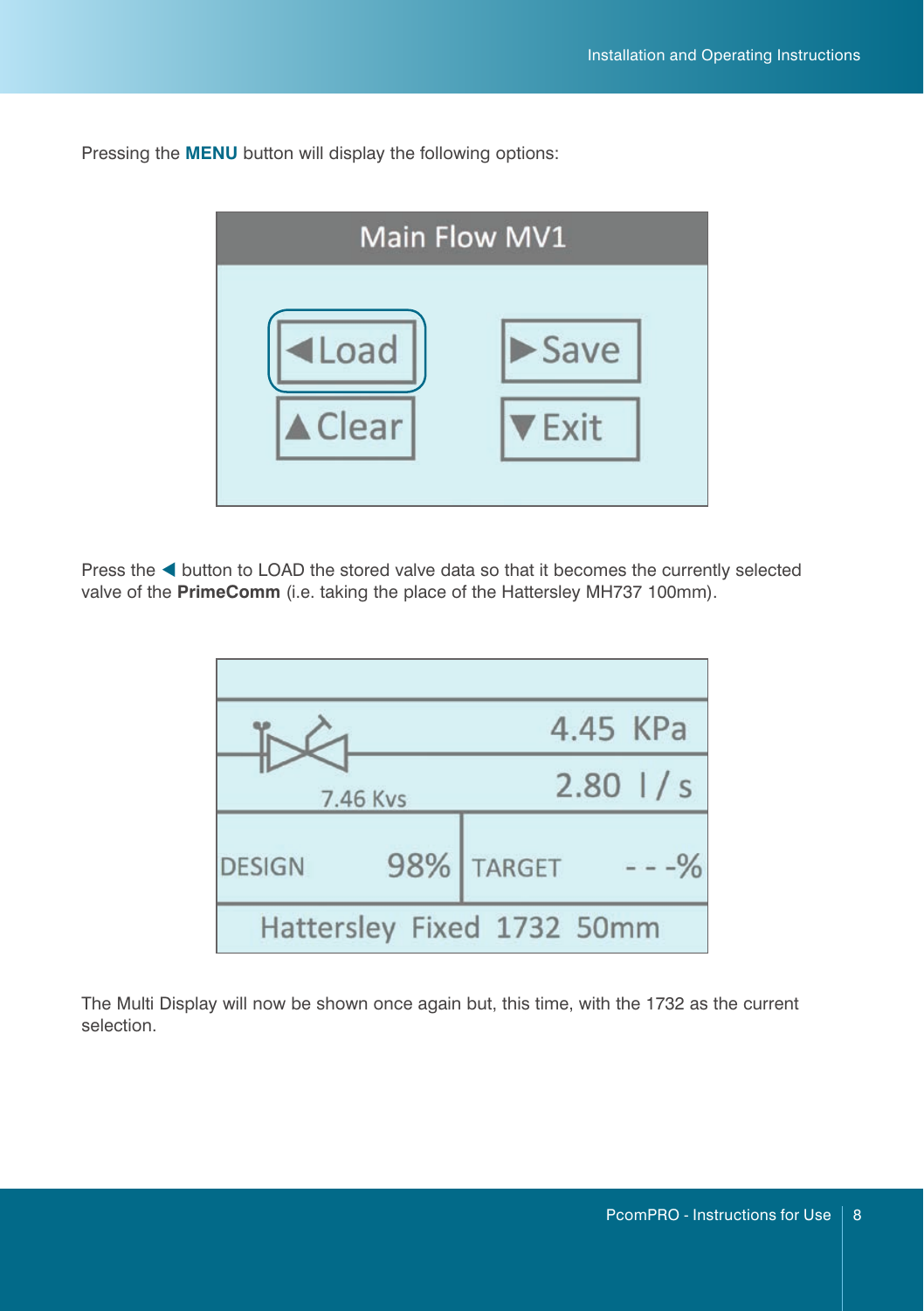Pressing the **MENU** button will display the following options:

Main Flow MV1

◀Load ▶Save

▲Clear ▼Exit

Press the ◀ button to LOAD the stored valve data so that it becomes the currently selected valve of the **PrimeComm** (i.e. taking the place of the Hattersley MH737 100mm).

4.45 KPa

2.80 l / s

7.46 Kvs

DESIGN 98% TARGET - - -%

Hattersley Fixed 1732 50mm

The Multi Display will now be shown once again but, this time, with the 1732 as the current selection.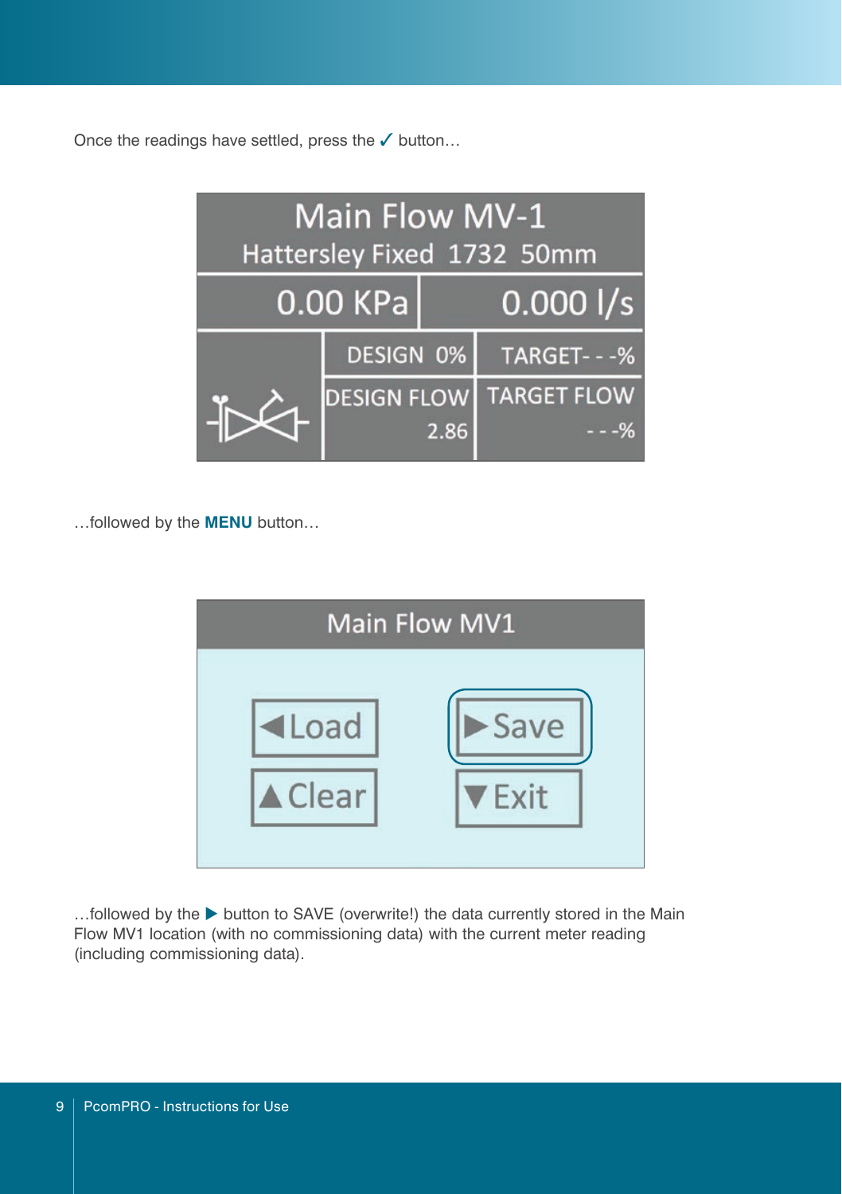Once the readings have settled, press the ✓ button…

| Main Flow MV-1 | | |
|---|---|---|
| Hattersley Fixed 1732 50mm | | |
| 0.00 KPa | | 0.000 l/s |
| | DESIGN 0% | TARGET- - -% |
| | DESIGN FLOW 2.86 | TARGET FLOW - - -% |

…followed by the **MENU** button…

| Main Flow MV1 | |
|---|---|
| ◀ Load | ▶ Save |
| ▲ Clear | ▼ Exit |

…followed by the ▶ button to SAVE (overwrite!) the data currently stored in the Main Flow MV1 location (with no commissioning data) with the current meter reading (including commissioning data).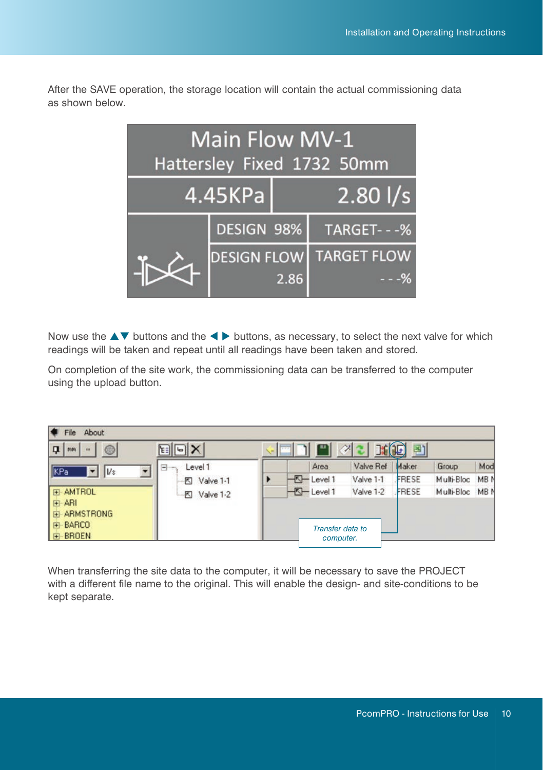After the SAVE operation, the storage location will contain the actual commissioning data as shown below.

Main Flow MV-1
Hattersley Fixed 1732 50mm

4.45KPa | 2.80 l/s

DESIGN 98% | TARGET- - -%

DESIGN FLOW 2.86 | TARGET FLOW - - -%

Now use the ▲▼ buttons and the ◀ ▶ buttons, as necessary, to select the next valve for which readings will be taken and repeat until all readings have been taken and stored.

On completion of the site work, the commissioning data can be transferred to the computer using the upload button.

File About

KPa | l/s

AMTROL
ARI
ARMSTRONG
BARCO
BROEN

Level 1
Valve 1-1
Valve 1-2

| Area | Valve Ref | Maker | Group | Mod |
|---|---|---|---|---|
| Level 1 | Valve 1-1 | FRESE | Multi-Bloc | MB N |
| Level 1 | Valve 1-2 | FRESE | Multi-Bloc | MB N |

*Transfer data to computer.*

When transferring the site data to the computer, it will be necessary to save the PROJECT with a different file name to the original. This will enable the design- and site-conditions to be kept separate.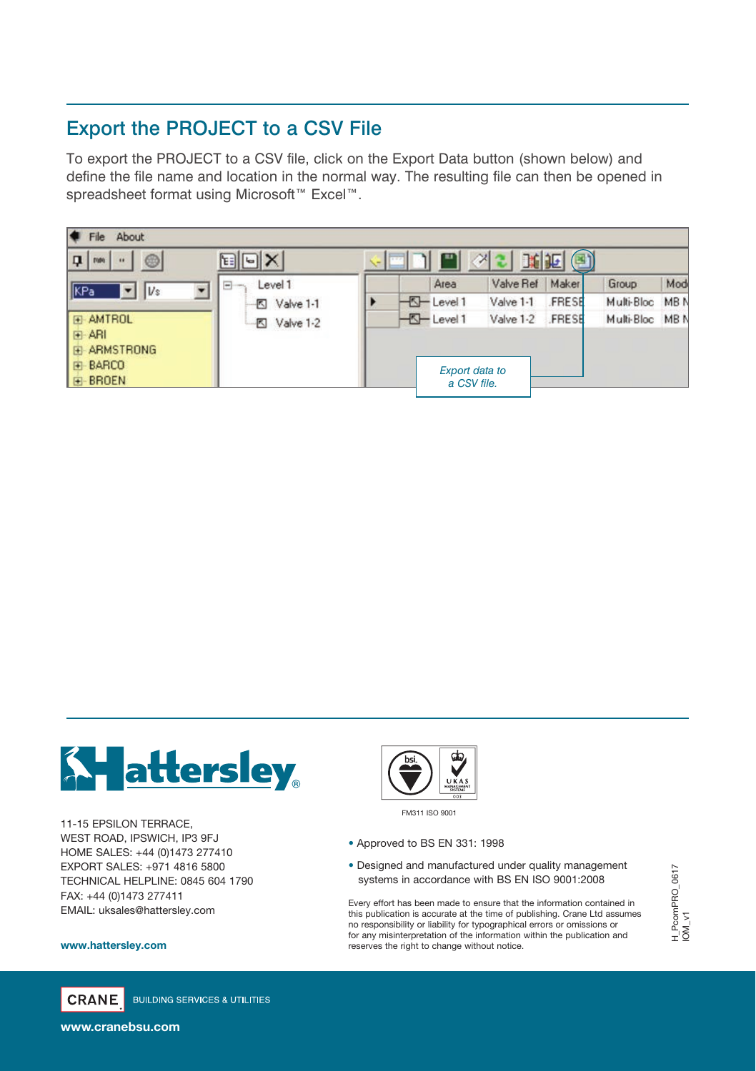## Export the PROJECT to a CSV File

To export the PROJECT to a CSV file, click on the Export Data button (shown below) and define the file name and location in the normal way. The resulting file can then be opened in spreadsheet format using Microsoft™ Excel™.

*Export data to a CSV file.*

11-15 EPSILON TERRACE,
WEST ROAD, IPSWICH, IP3 9FJ
HOME SALES: +44 (0)1473 277410
EXPORT SALES: +971 4816 5800
TECHNICAL HELPLINE: 0845 604 1790
FAX: +44 (0)1473 277411
EMAIL: uksales@hattersley.com

**www.hattersley.com**

FM311 ISO 9001

- Approved to BS EN 331: 1998
- Designed and manufactured under quality management systems in accordance with BS EN ISO 9001:2008

Every effort has been made to ensure that the information contained in this publication is accurate at the time of publishing. Crane Ltd assumes no responsibility or liability for typographical errors or omissions or for any misinterpretation of the information within the publication and reserves the right to change without notice.

H_PcomPRO_0617
IOM_v1

CRANE BUILDING SERVICES & UTILITIES

**www.cranebsu.com**